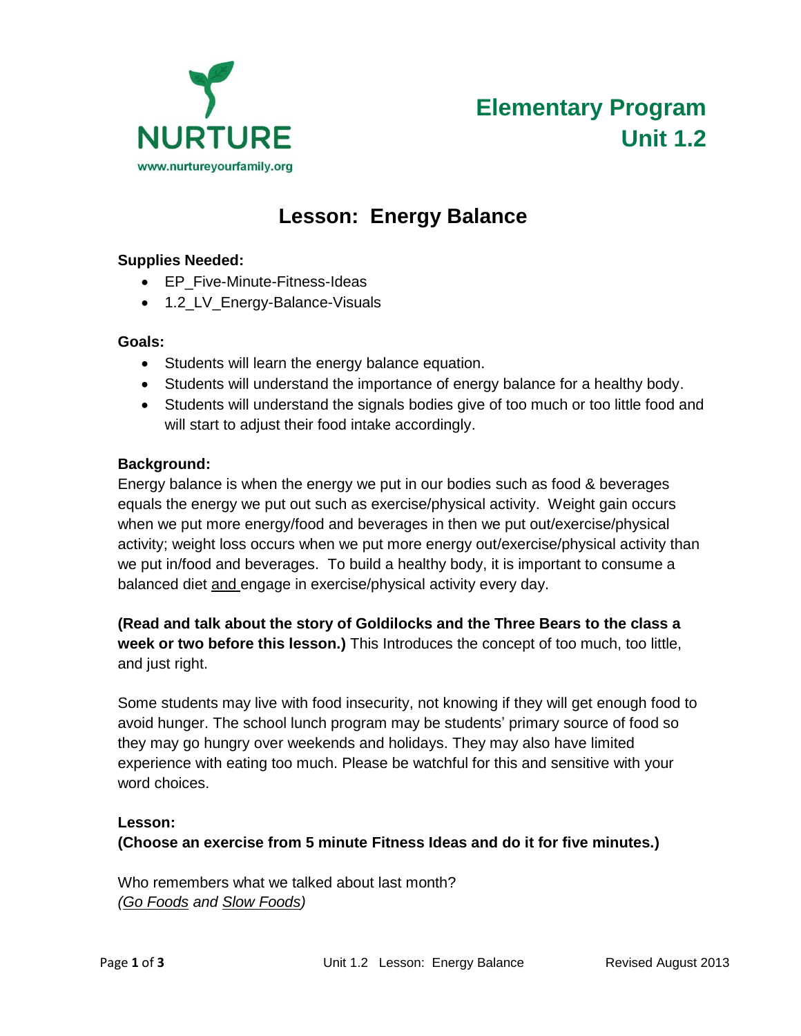NURTURE

www.nurtureyourfamily.org

# Elementary Program
# Unit 1.2

## Lesson: Energy Balance

**Supplies Needed:**

- EP_Five-Minute-Fitness-Ideas
- 1.2_LV_Energy-Balance-Visuals

**Goals:**

- Students will learn the energy balance equation.
- Students will understand the importance of energy balance for a healthy body.
- Students will understand the signals bodies give of too much or too little food and will start to adjust their food intake accordingly.

**Background:**

Energy balance is when the energy we put in our bodies such as food & beverages equals the energy we put out such as exercise/physical activity. Weight gain occurs when we put more energy/food and beverages in then we put out/exercise/physical activity; weight loss occurs when we put more energy out/exercise/physical activity than we put in/food and beverages. To build a healthy body, it is important to consume a balanced diet <u>and</u> engage in exercise/physical activity every day.

**(Read and talk about the story of Goldilocks and the Three Bears to the class a week or two before this lesson.)** This Introduces the concept of too much, too little, and just right.

Some students may live with food insecurity, not knowing if they will get enough food to avoid hunger. The school lunch program may be students' primary source of food so they may go hungry over weekends and holidays. They may also have limited experience with eating too much. Please be watchful for this and sensitive with your word choices.

**Lesson:**

**(Choose an exercise from 5 minute Fitness Ideas and do it for five minutes.)**

Who remembers what we talked about last month?

*(<u>Go Foods</u> and <u>Slow Foods</u>)*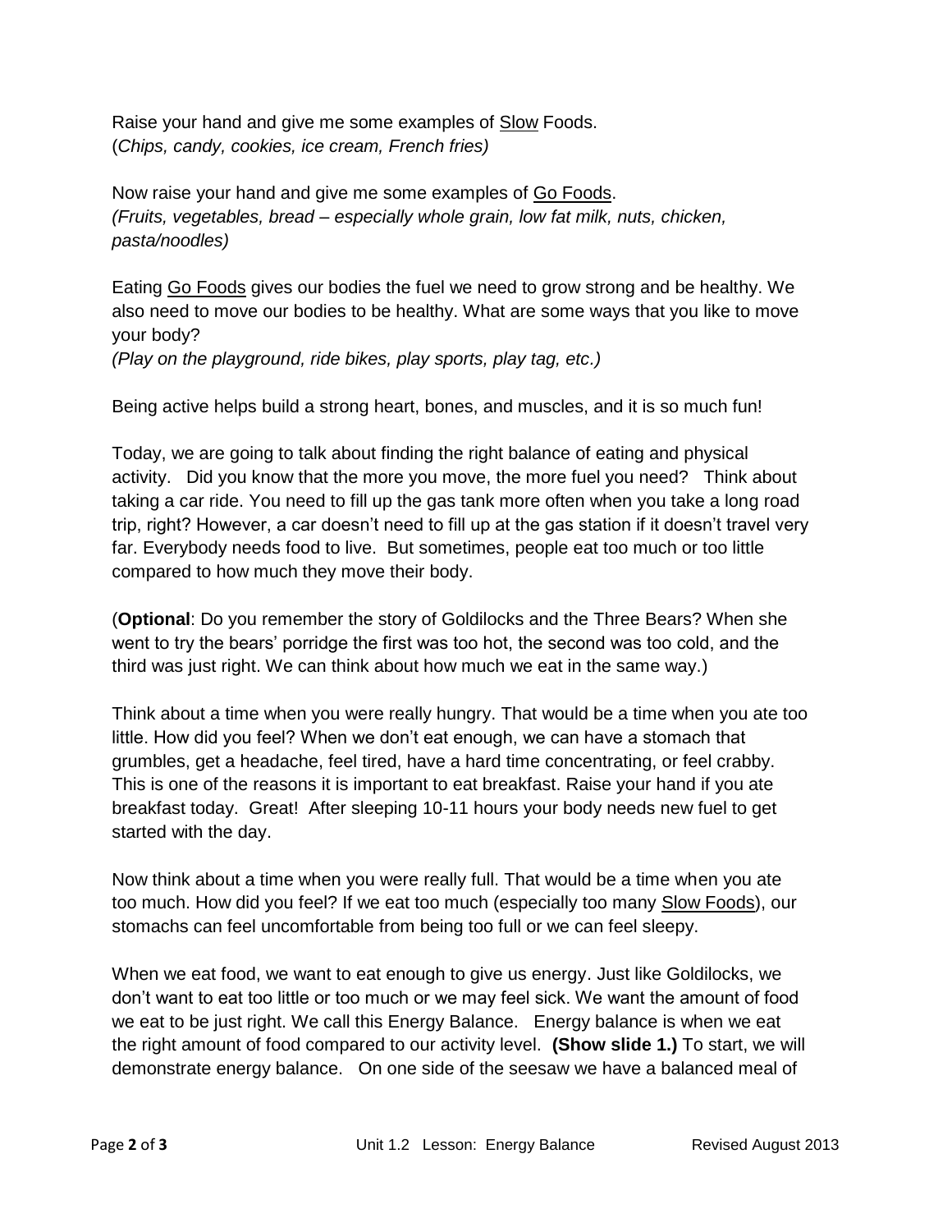Raise your hand and give me some examples of <u>Slow</u> Foods.
(*Chips, candy, cookies, ice cream, French fries)*

Now raise your hand and give me some examples of <u>Go Foods</u>.
*(Fruits, vegetables, bread – especially whole grain, low fat milk, nuts, chicken, pasta/noodles)*

Eating <u>Go Foods</u> gives our bodies the fuel we need to grow strong and be healthy. We also need to move our bodies to be healthy. What are some ways that you like to move your body?
*(Play on the playground, ride bikes, play sports, play tag, etc.)*

Being active helps build a strong heart, bones, and muscles, and it is so much fun!

Today, we are going to talk about finding the right balance of eating and physical activity. Did you know that the more you move, the more fuel you need? Think about taking a car ride. You need to fill up the gas tank more often when you take a long road trip, right? However, a car doesn't need to fill up at the gas station if it doesn't travel very far. Everybody needs food to live. But sometimes, people eat too much or too little compared to how much they move their body.

(**Optional**: Do you remember the story of Goldilocks and the Three Bears? When she went to try the bears' porridge the first was too hot, the second was too cold, and the third was just right. We can think about how much we eat in the same way.)

Think about a time when you were really hungry. That would be a time when you ate too little. How did you feel? When we don't eat enough, we can have a stomach that grumbles, get a headache, feel tired, have a hard time concentrating, or feel crabby. This is one of the reasons it is important to eat breakfast. Raise your hand if you ate breakfast today. Great! After sleeping 10-11 hours your body needs new fuel to get started with the day.

Now think about a time when you were really full. That would be a time when you ate too much. How did you feel? If we eat too much (especially too many <u>Slow Foods</u>), our stomachs can feel uncomfortable from being too full or we can feel sleepy.

When we eat food, we want to eat enough to give us energy. Just like Goldilocks, we don't want to eat too little or too much or we may feel sick. We want the amount of food we eat to be just right. We call this Energy Balance. Energy balance is when we eat the right amount of food compared to our activity level. **(Show slide 1.)** To start, we will demonstrate energy balance. On one side of the seesaw we have a balanced meal of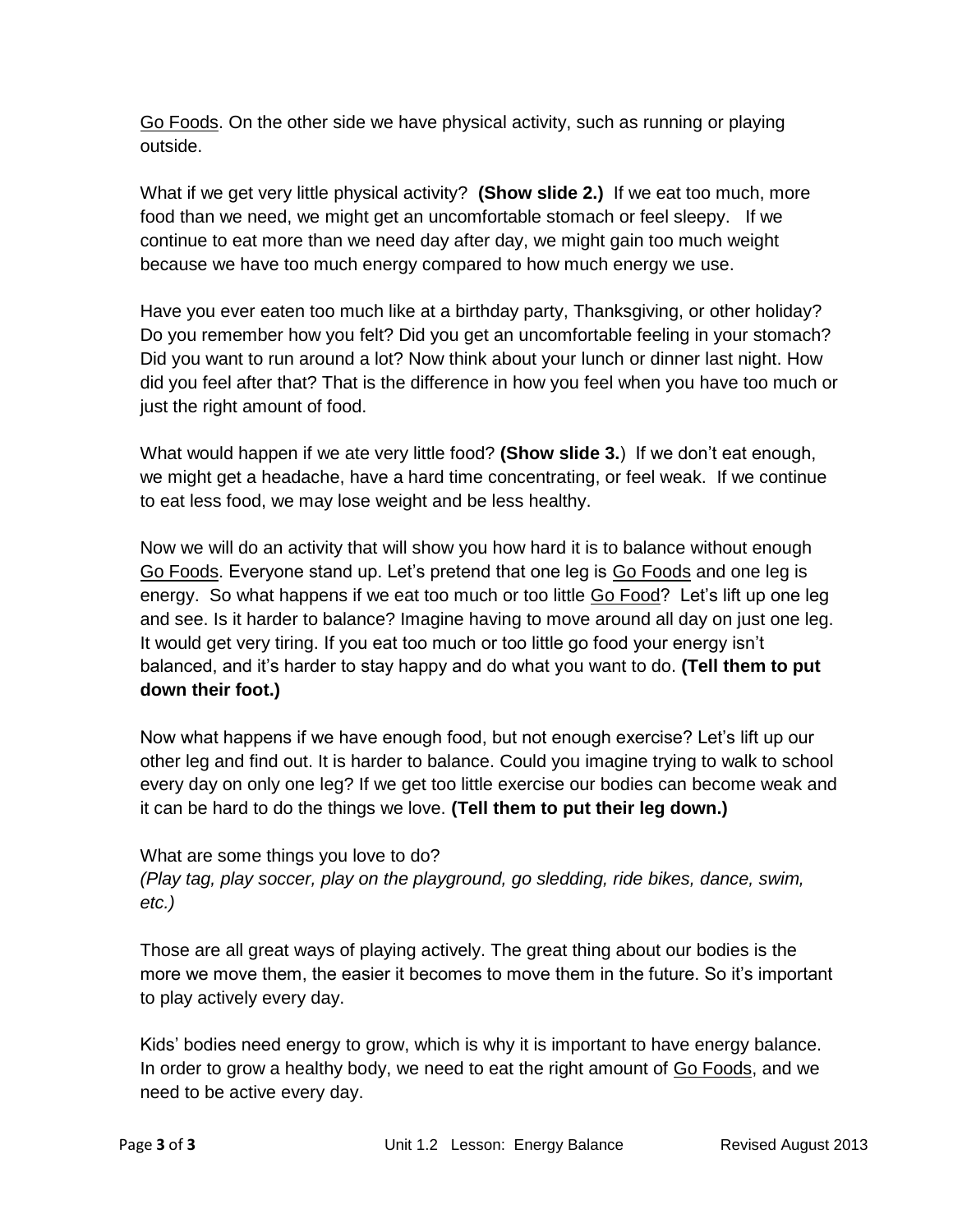Go Foods. On the other side we have physical activity, such as running or playing outside.

What if we get very little physical activity? **(Show slide 2.)** If we eat too much, more food than we need, we might get an uncomfortable stomach or feel sleepy. If we continue to eat more than we need day after day, we might gain too much weight because we have too much energy compared to how much energy we use.

Have you ever eaten too much like at a birthday party, Thanksgiving, or other holiday? Do you remember how you felt? Did you get an uncomfortable feeling in your stomach? Did you want to run around a lot? Now think about your lunch or dinner last night. How did you feel after that? That is the difference in how you feel when you have too much or just the right amount of food.

What would happen if we ate very little food? **(Show slide 3.**) If we don't eat enough, we might get a headache, have a hard time concentrating, or feel weak. If we continue to eat less food, we may lose weight and be less healthy.

Now we will do an activity that will show you how hard it is to balance without enough Go Foods. Everyone stand up. Let's pretend that one leg is Go Foods and one leg is energy. So what happens if we eat too much or too little Go Food? Let's lift up one leg and see. Is it harder to balance? Imagine having to move around all day on just one leg. It would get very tiring. If you eat too much or too little go food your energy isn't balanced, and it's harder to stay happy and do what you want to do. **(Tell them to put down their foot.)**

Now what happens if we have enough food, but not enough exercise? Let's lift up our other leg and find out. It is harder to balance. Could you imagine trying to walk to school every day on only one leg? If we get too little exercise our bodies can become weak and it can be hard to do the things we love. **(Tell them to put their leg down.)**

What are some things you love to do?
*(Play tag, play soccer, play on the playground, go sledding, ride bikes, dance, swim, etc.)*

Those are all great ways of playing actively. The great thing about our bodies is the more we move them, the easier it becomes to move them in the future. So it's important to play actively every day.

Kids' bodies need energy to grow, which is why it is important to have energy balance. In order to grow a healthy body, we need to eat the right amount of Go Foods, and we need to be active every day.